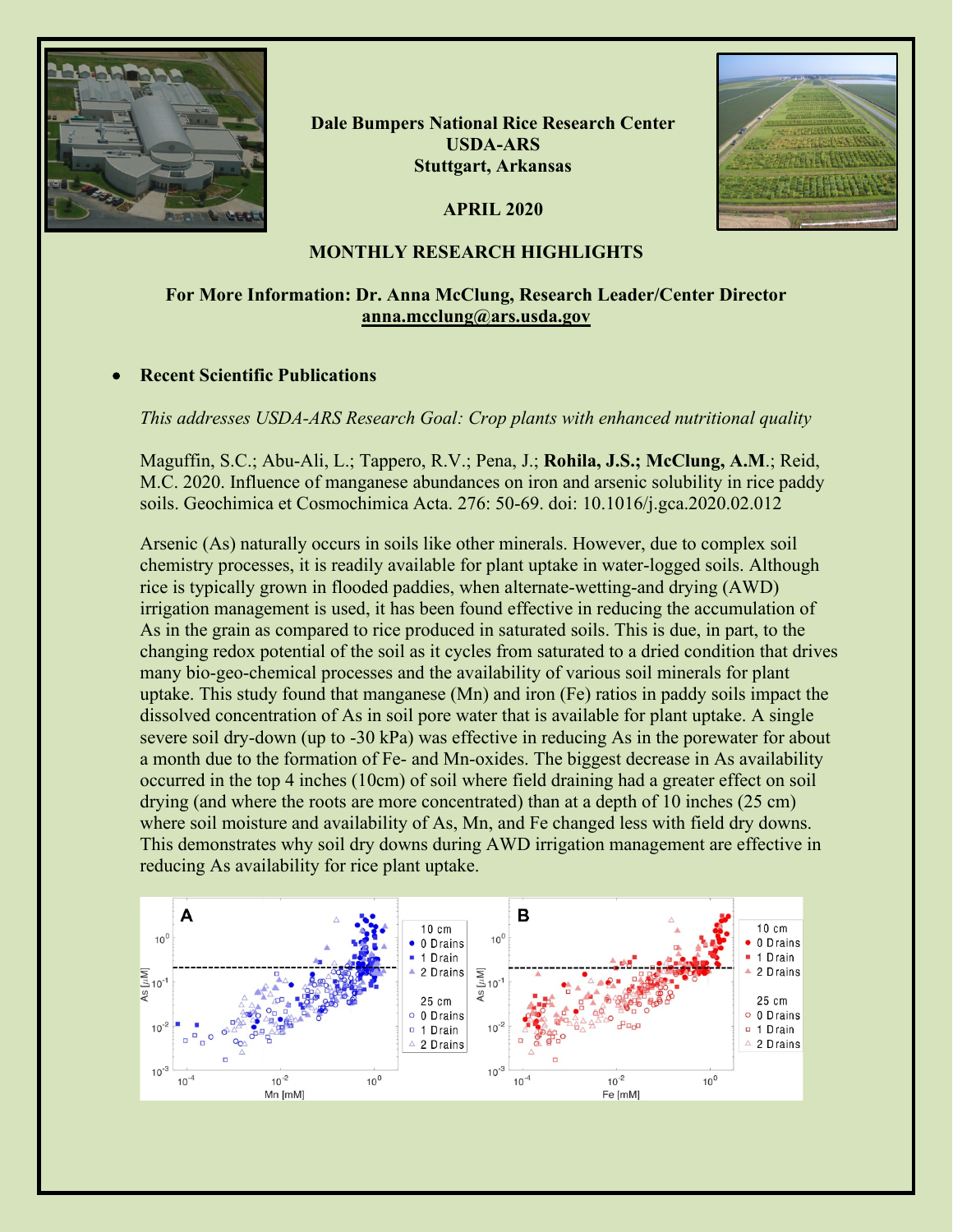**Dale Bumpers National Rice Research Center**
**USDA-ARS**
**Stuttgart, Arkansas**

**APRIL 2020**

**MONTHLY RESEARCH HIGHLIGHTS**

**For More Information: Dr. Anna McClung, Research Leader/Center Director**
**anna.mcclung@ars.usda.gov**

- **Recent Scientific Publications**

*This addresses USDA-ARS Research Goal: Crop plants with enhanced nutritional quality*

Maguffin, S.C.; Abu-Ali, L.; Tappero, R.V.; Pena, J.; **Rohila, J.S.; McClung, A.M**.; Reid, M.C. 2020. Influence of manganese abundances on iron and arsenic solubility in rice paddy soils. Geochimica et Cosmochimica Acta. 276: 50-69. doi: 10.1016/j.gca.2020.02.012

Arsenic (As) naturally occurs in soils like other minerals. However, due to complex soil chemistry processes, it is readily available for plant uptake in water-logged soils. Although rice is typically grown in flooded paddies, when alternate-wetting-and drying (AWD) irrigation management is used, it has been found effective in reducing the accumulation of As in the grain as compared to rice produced in saturated soils. This is due, in part, to the changing redox potential of the soil as it cycles from saturated to a dried condition that drives many bio-geo-chemical processes and the availability of various soil minerals for plant uptake. This study found that manganese (Mn) and iron (Fe) ratios in paddy soils impact the dissolved concentration of As in soil pore water that is available for plant uptake. A single severe soil dry-down (up to -30 kPa) was effective in reducing As in the porewater for about a month due to the formation of Fe- and Mn-oxides. The biggest decrease in As availability occurred in the top 4 inches (10cm) of soil where field draining had a greater effect on soil drying (and where the roots are more concentrated) than at a depth of 10 inches (25 cm) where soil moisture and availability of As, Mn, and Fe changed less with field dry downs. This demonstrates why soil dry downs during AWD irrigation management are effective in reducing As availability for rice plant uptake.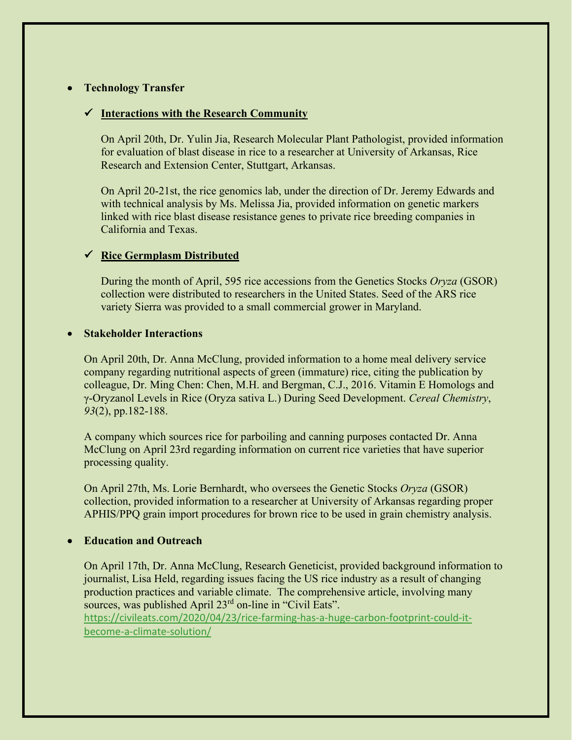- **Technology Transfer**

  ✓ **Interactions with the Research Community**

  On April 20th, Dr. Yulin Jia, Research Molecular Plant Pathologist, provided information for evaluation of blast disease in rice to a researcher at University of Arkansas, Rice Research and Extension Center, Stuttgart, Arkansas.

  On April 20-21st, the rice genomics lab, under the direction of Dr. Jeremy Edwards and with technical analysis by Ms. Melissa Jia, provided information on genetic markers linked with rice blast disease resistance genes to private rice breeding companies in California and Texas.

  ✓ **Rice Germplasm Distributed**

  During the month of April, 595 rice accessions from the Genetics Stocks *Oryza* (GSOR) collection were distributed to researchers in the United States. Seed of the ARS rice variety Sierra was provided to a small commercial grower in Maryland.

- **Stakeholder Interactions**

  On April 20th, Dr. Anna McClung, provided information to a home meal delivery service company regarding nutritional aspects of green (immature) rice, citing the publication by colleague, Dr. Ming Chen: Chen, M.H. and Bergman, C.J., 2016. Vitamin E Homologs and γ-Oryzanol Levels in Rice (Oryza sativa L.) During Seed Development. *Cereal Chemistry*, *93*(2), pp.182-188.

  A company which sources rice for parboiling and canning purposes contacted Dr. Anna McClung on April 23rd regarding information on current rice varieties that have superior processing quality.

  On April 27th, Ms. Lorie Bernhardt, who oversees the Genetic Stocks *Oryza* (GSOR) collection, provided information to a researcher at University of Arkansas regarding proper APHIS/PPQ grain import procedures for brown rice to be used in grain chemistry analysis.

- **Education and Outreach**

  On April 17th, Dr. Anna McClung, Research Geneticist, provided background information to journalist, Lisa Held, regarding issues facing the US rice industry as a result of changing production practices and variable climate. The comprehensive article, involving many sources, was published April 23rd on-line in "Civil Eats".
  https://civileats.com/2020/04/23/rice-farming-has-a-huge-carbon-footprint-could-it-become-a-climate-solution/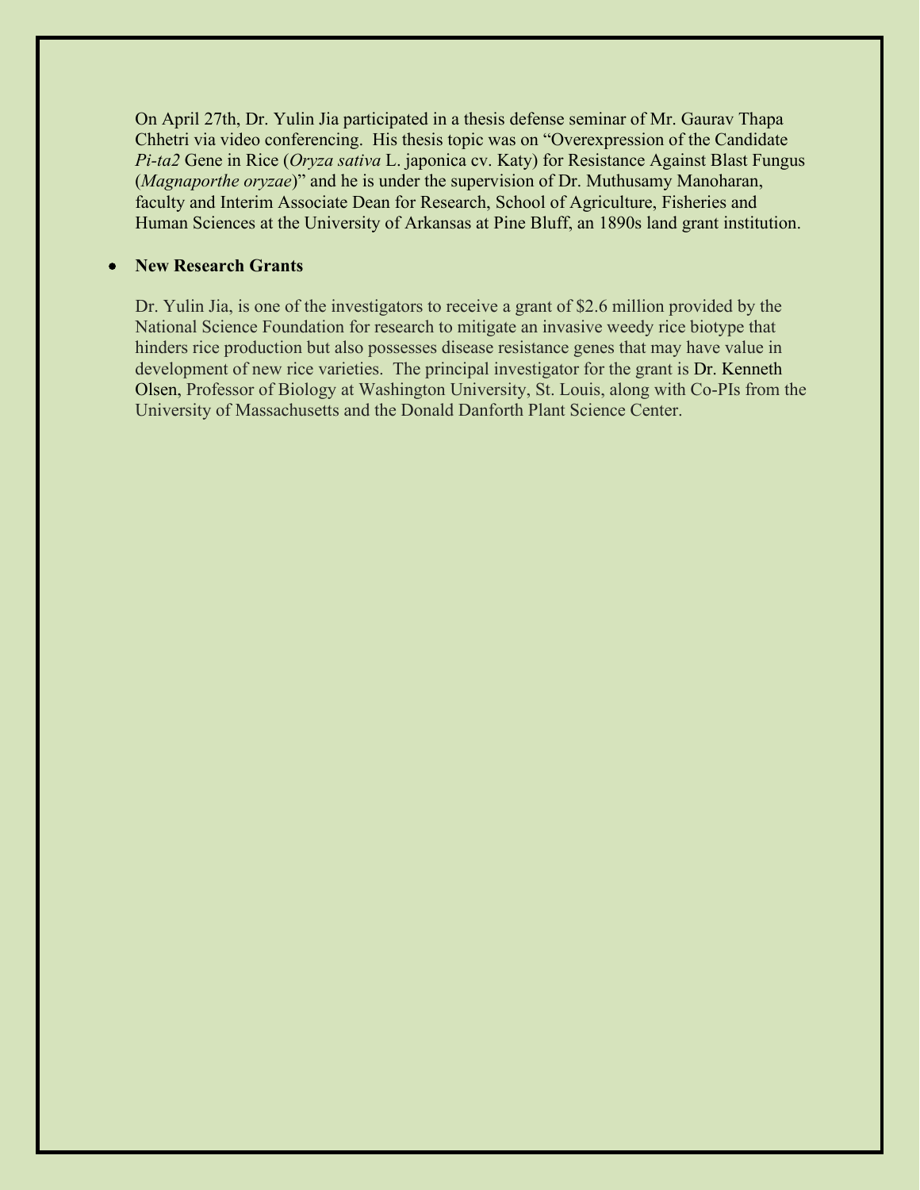On April 27th, Dr. Yulin Jia participated in a thesis defense seminar of Mr. Gaurav Thapa Chhetri via video conferencing. His thesis topic was on "Overexpression of the Candidate *Pi-ta2* Gene in Rice (*Oryza sativa* L. japonica cv. Katy) for Resistance Against Blast Fungus (*Magnaporthe oryzae*)" and he is under the supervision of Dr. Muthusamy Manoharan, faculty and Interim Associate Dean for Research, School of Agriculture, Fisheries and Human Sciences at the University of Arkansas at Pine Bluff, an 1890s land grant institution.

- **New Research Grants**

  Dr. Yulin Jia, is one of the investigators to receive a grant of $2.6 million provided by the National Science Foundation for research to mitigate an invasive weedy rice biotype that hinders rice production but also possesses disease resistance genes that may have value in development of new rice varieties. The principal investigator for the grant is Dr. Kenneth Olsen, Professor of Biology at Washington University, St. Louis, along with Co-PIs from the University of Massachusetts and the Donald Danforth Plant Science Center.